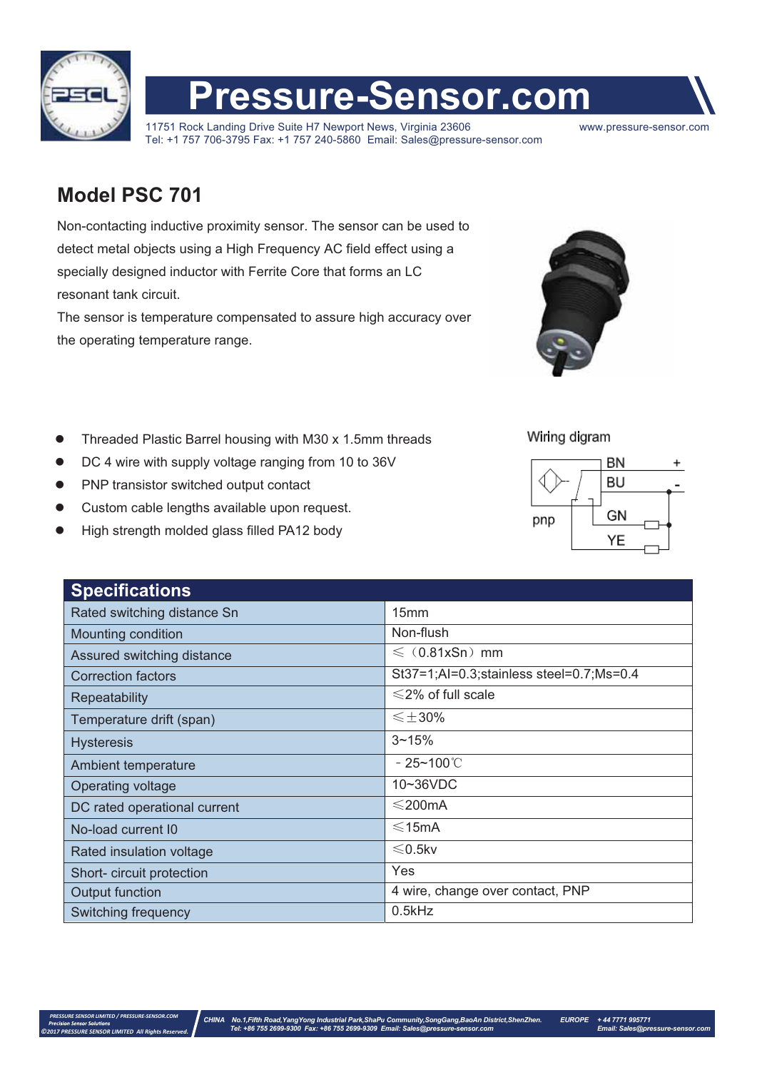# Pressure-Sensor.com

11751 Rock Landing Drive Suite H7 Newport News, Virginia 23606
Tel: +1 757 706-3795 Fax: +1 757 240-5860 Email: Sales@pressure-sensor.com
www.pressure-sensor.com

## Model PSC 701

Non-contacting inductive proximity sensor. The sensor can be used to detect metal objects using a High Frequency AC field effect using a specially designed inductor with Ferrite Core that forms an LC resonant tank circuit.

The sensor is temperature compensated to assure high accuracy over the operating temperature range.

- Threaded Plastic Barrel housing with M30 x 1.5mm threads
- DC 4 wire with supply voltage ranging from 10 to 36V
- PNP transistor switched output contact
- Custom cable lengths available upon request.
- High strength molded glass filled PA12 body

Wiring digram

pnp

BN +
BU -
GN
YE

| Specifications | |
|---|---|
| Rated switching distance Sn | 15mm |
| Mounting condition | Non-flush |
| Assured switching distance | ≤（0.81xSn）mm |
| Correction factors | St37=1;Al=0.3;stainless steel=0.7;Ms=0.4 |
| Repeatability | ≤2% of full scale |
| Temperature drift (span) | ≤±30% |
| Hysteresis | 3~15% |
| Ambient temperature | -25~100℃ |
| Operating voltage | 10~36VDC |
| DC rated operational current | ≤200mA |
| No-load current I0 | ≤15mA |
| Rated insulation voltage | ≤0.5kv |
| Short- circuit protection | Yes |
| Output function | 4 wire, change over contact, PNP |
| Switching frequency | 0.5kHz |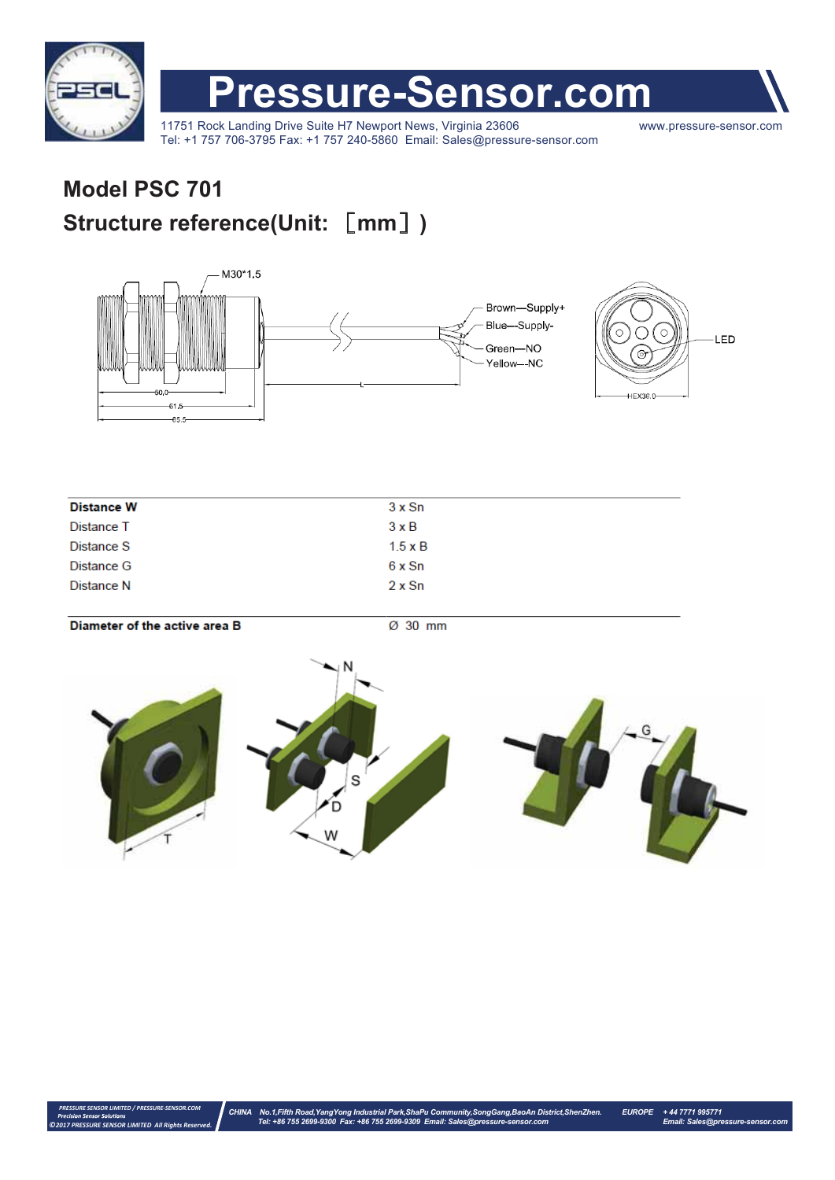## Model PSC 701

## Structure reference(Unit: ［mm］)

M30*1.5

Brown—Supply+

Blue—Supply-

Green—NO

Yellow—NC

LED

50.0

61.5

65.5

L

HEX36.0

| | |
|---|---|
| **Distance W** | 3 x Sn |
| Distance T | 3 x B |
| Distance S | 1.5 x B |
| Distance G | 6 x Sn |
| Distance N | 2 x Sn |

| | |
|---|---|
| **Diameter of the active area B** | Ø 30 mm |

N

S

D

W

T

G